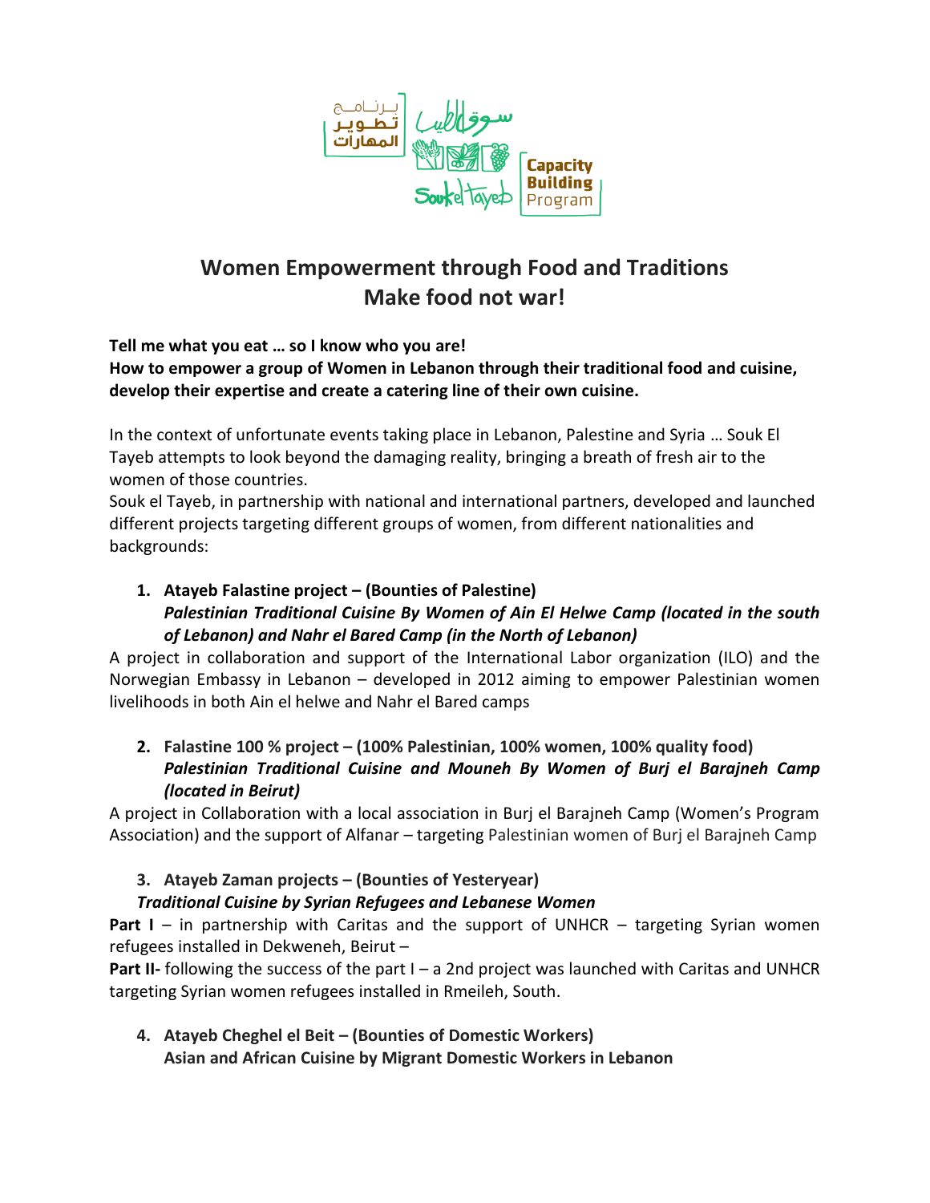# Women Empowerment through Food and Traditions
# Make food not war!

**Tell me what you eat … so I know who you are!**
**How to empower a group of Women in Lebanon through their traditional food and cuisine, develop their expertise and create a catering line of their own cuisine.**

In the context of unfortunate events taking place in Lebanon, Palestine and Syria … Souk El Tayeb attempts to look beyond the damaging reality, bringing a breath of fresh air to the women of those countries.
Souk el Tayeb, in partnership with national and international partners, developed and launched different projects targeting different groups of women, from different nationalities and backgrounds:

1. **Atayeb Falastine project – (Bounties of Palestine)**
   ***Palestinian Traditional Cuisine By Women of Ain El Helwe Camp (located in the south of Lebanon) and Nahr el Bared Camp (in the North of Lebanon)***

A project in collaboration and support of the International Labor organization (ILO) and the Norwegian Embassy in Lebanon – developed in 2012 aiming to empower Palestinian women livelihoods in both Ain el helwe and Nahr el Bared camps

2. **Falastine 100 % project – (100% Palestinian, 100% women, 100% quality food)**
   ***Palestinian Traditional Cuisine and Mouneh By Women of Burj el Barajneh Camp (located in Beirut)***

A project in Collaboration with a local association in Burj el Barajneh Camp (Women's Program Association) and the support of Alfanar – targeting Palestinian women of Burj el Barajneh Camp

3. **Atayeb Zaman projects – (Bounties of Yesteryear)**
   ***Traditional Cuisine by Syrian Refugees and Lebanese Women***

**Part I** – in partnership with Caritas and the support of UNHCR – targeting Syrian women refugees installed in Dekweneh, Beirut –
**Part II-** following the success of the part I – a 2nd project was launched with Caritas and UNHCR targeting Syrian women refugees installed in Rmeileh, South.

4. **Atayeb Cheghel el Beit – (Bounties of Domestic Workers)**
   **Asian and African Cuisine by Migrant Domestic Workers in Lebanon**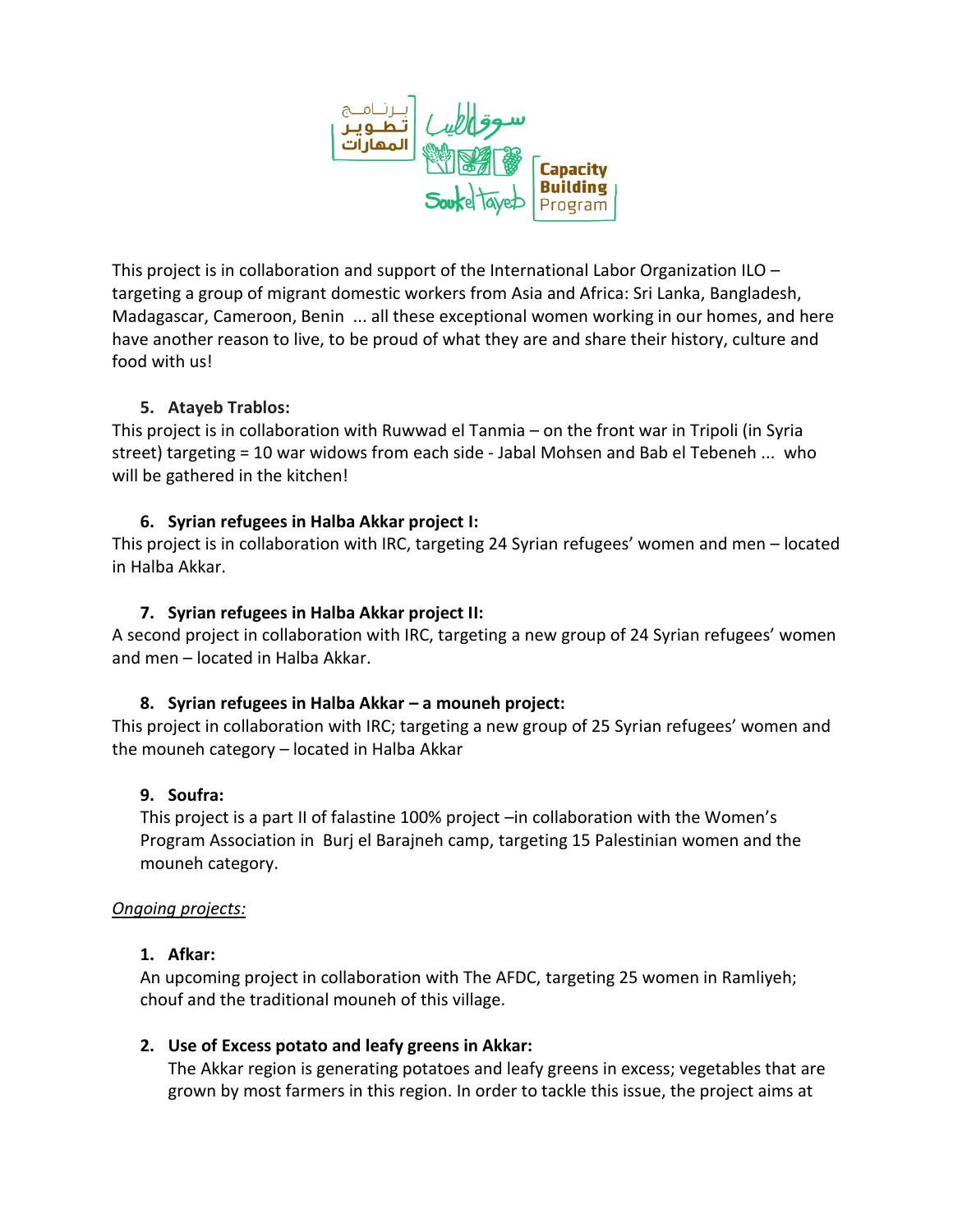This project is in collaboration and support of the International Labor Organization ILO – targeting a group of migrant domestic workers from Asia and Africa: Sri Lanka, Bangladesh, Madagascar, Cameroon, Benin ... all these exceptional women working in our homes, and here have another reason to live, to be proud of what they are and share their history, culture and food with us!

5. **Atayeb Trablos:**

This project is in collaboration with Ruwwad el Tanmia – on the front war in Tripoli (in Syria street) targeting = 10 war widows from each side - Jabal Mohsen and Bab el Tebeneh ... who will be gathered in the kitchen!

6. **Syrian refugees in Halba Akkar project I:**

This project is in collaboration with IRC, targeting 24 Syrian refugees' women and men – located in Halba Akkar.

7. **Syrian refugees in Halba Akkar project II:**

A second project in collaboration with IRC, targeting a new group of 24 Syrian refugees' women and men – located in Halba Akkar.

8. **Syrian refugees in Halba Akkar – a mouneh project:**

This project in collaboration with IRC; targeting a new group of 25 Syrian refugees' women and the mouneh category – located in Halba Akkar

9. **Soufra:**

   This project is a part II of falastine 100% project –in collaboration with the Women's Program Association in Burj el Barajneh camp, targeting 15 Palestinian women and the mouneh category.

*Ongoing projects:*

1. **Afkar:**

   An upcoming project in collaboration with The AFDC, targeting 25 women in Ramliyeh; chouf and the traditional mouneh of this village.

2. **Use of Excess potato and leafy greens in Akkar:**

   The Akkar region is generating potatoes and leafy greens in excess; vegetables that are grown by most farmers in this region. In order to tackle this issue, the project aims at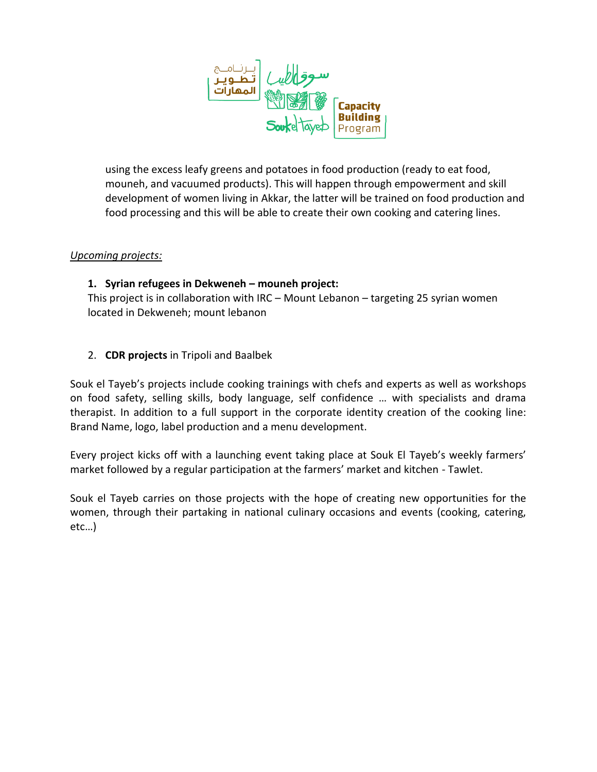using the excess leafy greens and potatoes in food production (ready to eat food, mouneh, and vacuumed products). This will happen through empowerment and skill development of women living in Akkar, the latter will be trained on food production and food processing and this will be able to create their own cooking and catering lines.

*Upcoming projects:*

1. **Syrian refugees in Dekweneh – mouneh project:**
   This project is in collaboration with IRC – Mount Lebanon – targeting 25 syrian women located in Dekweneh; mount lebanon

2. **CDR projects** in Tripoli and Baalbek

Souk el Tayeb's projects include cooking trainings with chefs and experts as well as workshops on food safety, selling skills, body language, self confidence … with specialists and drama therapist. In addition to a full support in the corporate identity creation of the cooking line: Brand Name, logo, label production and a menu development.

Every project kicks off with a launching event taking place at Souk El Tayeb's weekly farmers' market followed by a regular participation at the farmers' market and kitchen - Tawlet.

Souk el Tayeb carries on those projects with the hope of creating new opportunities for the women, through their partaking in national culinary occasions and events (cooking, catering, etc…)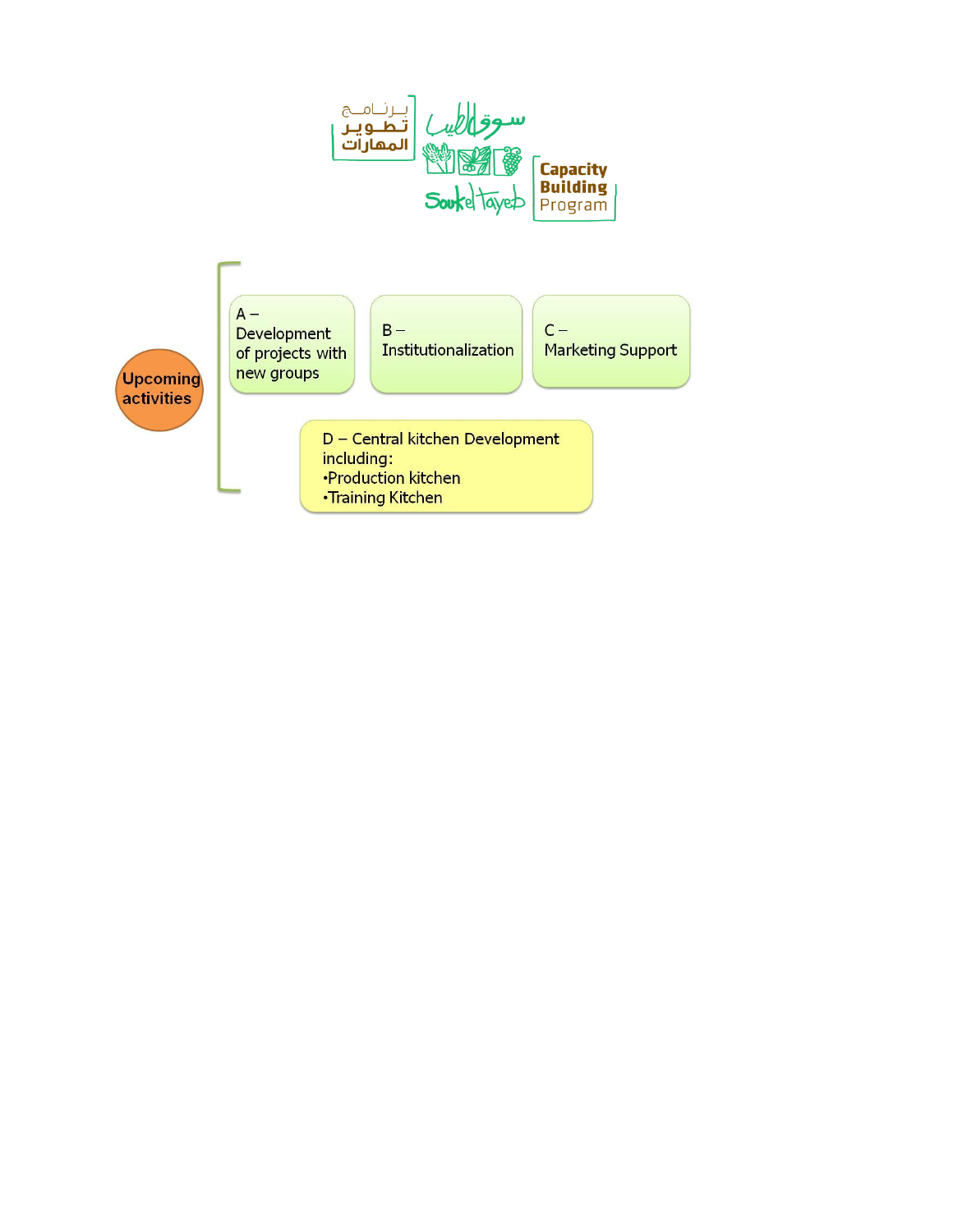برنامج تطوير المهارات

سوق الطيب

Souk el Tayeb

Capacity Building Program

**Upcoming activities**

A – Development of projects with new groups

B – Institutionalization

C – Marketing Support

D – Central kitchen Development including:
- Production kitchen
- Training Kitchen